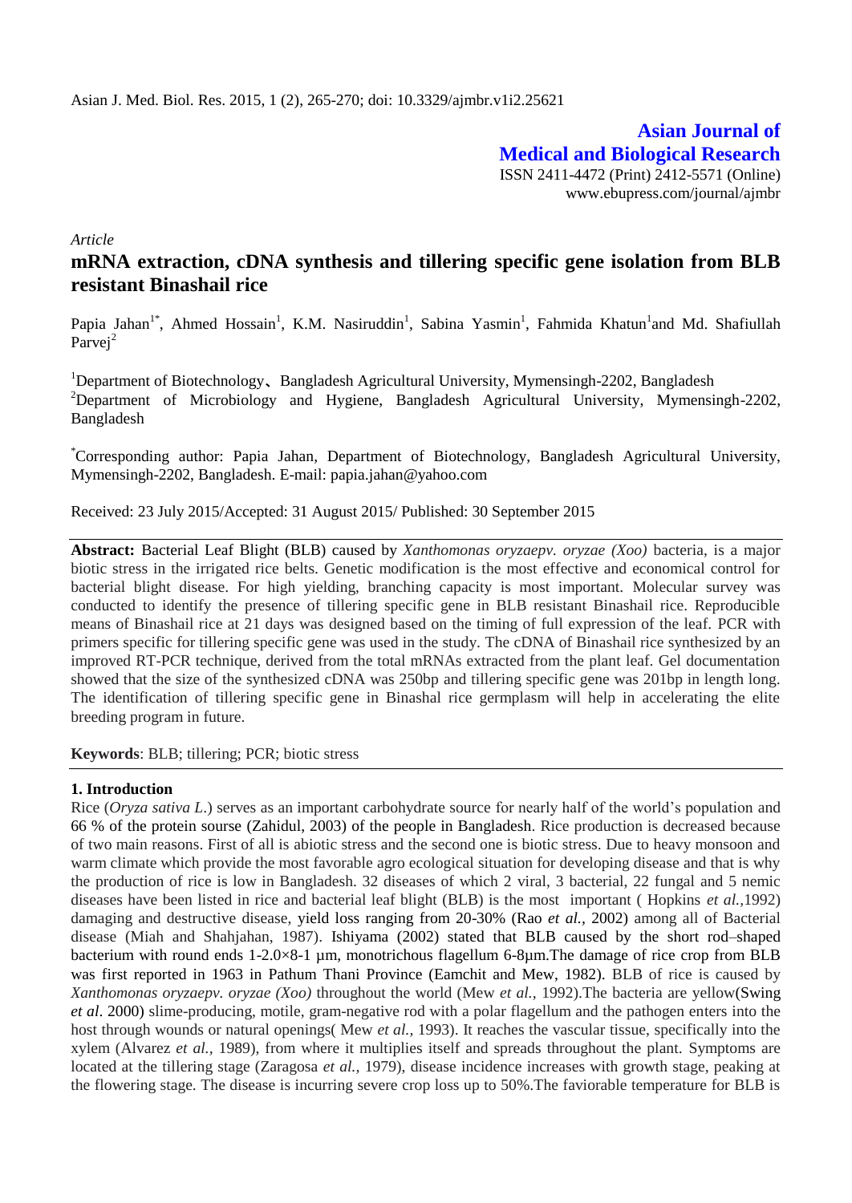Asian J. Med. Biol. Res. 2015, 1 (2), 265-270; doi: 10.3329/ajmbr.v1i2.25621

**Asian Journal of Medical and Biological Research**

ISSN 2411-4472 (Print) 2412-5571 (Online)
www.ebupress.com/journal/ajmbr

*Article*

# mRNA extraction, cDNA synthesis and tillering specific gene isolation from BLB resistant Binashail rice

Papia Jahan[1*], Ahmed Hossain[1], K.M. Nasiruddin[1], Sabina Yasmin[1], Fahmida Khatun[1] and Md. Shafiullah Parvej[2]

[1]Department of Biotechnology、Bangladesh Agricultural University, Mymensingh-2202, Bangladesh
[2]Department of Microbiology and Hygiene, Bangladesh Agricultural University, Mymensingh-2202, Bangladesh

[*]Corresponding author: Papia Jahan, Department of Biotechnology, Bangladesh Agricultural University, Mymensingh-2202, Bangladesh. E-mail: papia.jahan@yahoo.com

Received: 23 July 2015/Accepted: 31 August 2015/ Published: 30 September 2015

**Abstract:** Bacterial Leaf Blight (BLB) caused by *Xanthomonas oryzaepv. oryzae (Xoo)* bacteria, is a major biotic stress in the irrigated rice belts. Genetic modification is the most effective and economical control for bacterial blight disease. For high yielding, branching capacity is most important. Molecular survey was conducted to identify the presence of tillering specific gene in BLB resistant Binashail rice. Reproducible means of Binashail rice at 21 days was designed based on the timing of full expression of the leaf. PCR with primers specific for tillering specific gene was used in the study. The cDNA of Binashail rice synthesized by an improved RT-PCR technique, derived from the total mRNAs extracted from the plant leaf. Gel documentation showed that the size of the synthesized cDNA was 250bp and tillering specific gene was 201bp in length long. The identification of tillering specific gene in Binashal rice germplasm will help in accelerating the elite breeding program in future.

**Keywords**: BLB; tillering; PCR; biotic stress

## 1. Introduction

Rice (*Oryza sativa L*.) serves as an important carbohydrate source for nearly half of the world's population and 66 % of the protein sourse (Zahidul, 2003) of the people in Bangladesh. Rice production is decreased because of two main reasons. First of all is abiotic stress and the second one is biotic stress. Due to heavy monsoon and warm climate which provide the most favorable agro ecological situation for developing disease and that is why the production of rice is low in Bangladesh. 32 diseases of which 2 viral, 3 bacterial, 22 fungal and 5 nemic diseases have been listed in rice and bacterial leaf blight (BLB) is the most important ( Hopkins *et al.*,1992) damaging and destructive disease, yield loss ranging from 20-30% (Rao *et al.,* 2002) among all of Bacterial disease (Miah and Shahjahan, 1987). Ishiyama (2002) stated that BLB caused by the short rod–shaped bacterium with round ends 1-2.0×8-1 µm, monotrichous flagellum 6-8µm.The damage of rice crop from BLB was first reported in 1963 in Pathum Thani Province (Eamchit and Mew, 1982). BLB of rice is caused by *Xanthomonas oryzaepv. oryzae (Xoo)* throughout the world (Mew *et al.,* 1992).The bacteria are yellow(Swing *et al*. 2000) slime-producing, motile, gram-negative rod with a polar flagellum and the pathogen enters into the host through wounds or natural openings( Mew *et al.,* 1993). It reaches the vascular tissue, specifically into the xylem (Alvarez *et al.,* 1989), from where it multiplies itself and spreads throughout the plant. Symptoms are located at the tillering stage (Zaragosa *et al.,* 1979), disease incidence increases with growth stage, peaking at the flowering stage. The disease is incurring severe crop loss up to 50%.The faviorable temperature for BLB is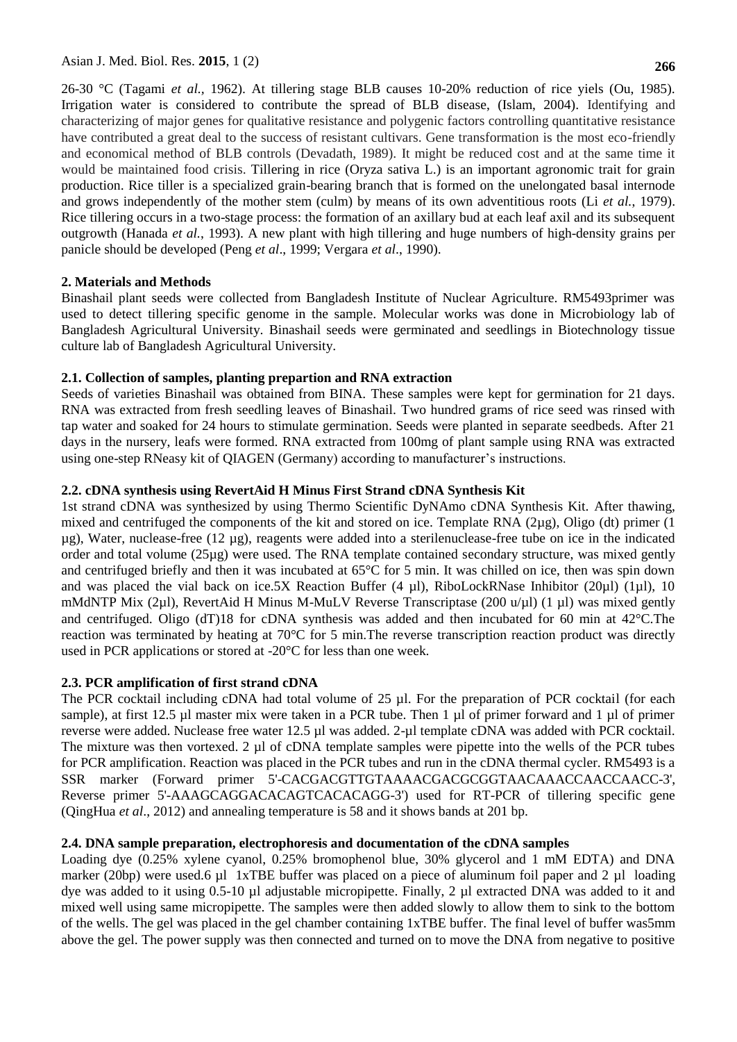26-30 °C (Tagami *et al.,* 1962). At tillering stage BLB causes 10-20% reduction of rice yields (Ou, 1985). Irrigation water is considered to contribute the spread of BLB disease, (Islam, 2004). Identifying and characterizing of major genes for qualitative resistance and polygenic factors controlling quantitative resistance have contributed a great deal to the success of resistant cultivars. Gene transformation is the most eco-friendly and economical method of BLB controls (Devadath, 1989). It might be reduced cost and at the same time it would be maintained food crisis. Tillering in rice (Oryza sativa L.) is an important agronomic trait for grain production. Rice tiller is a specialized grain-bearing branch that is formed on the unelongated basal internode and grows independently of the mother stem (culm) by means of its own adventitious roots (Li *et al.,* 1979). Rice tillering occurs in a two-stage process: the formation of an axillary bud at each leaf axil and its subsequent outgrowth (Hanada *et al.,* 1993). A new plant with high tillering and huge numbers of high-density grains per panicle should be developed (Peng *et al*., 1999; Vergara *et al*., 1990).

## 2. Materials and Methods

Binashail plant seeds were collected from Bangladesh Institute of Nuclear Agriculture. RM5493primer was used to detect tillering specific genome in the sample. Molecular works was done in Microbiology lab of Bangladesh Agricultural University. Binashail seeds were germinated and seedlings in Biotechnology tissue culture lab of Bangladesh Agricultural University.

### 2.1. Collection of samples, planting prepartion and RNA extraction

Seeds of varieties Binashail was obtained from BINA. These samples were kept for germination for 21 days. RNA was extracted from fresh seedling leaves of Binashail. Two hundred grams of rice seed was rinsed with tap water and soaked for 24 hours to stimulate germination. Seeds were planted in separate seedbeds. After 21 days in the nursery, leafs were formed. RNA extracted from 100mg of plant sample using RNA was extracted using one-step RNeasy kit of QIAGEN (Germany) according to manufacturer's instructions.

### 2.2. cDNA synthesis using RevertAid H Minus First Strand cDNA Synthesis Kit

1st strand cDNA was synthesized by using Thermo Scientific DyNAmo cDNA Synthesis Kit. After thawing, mixed and centrifuged the components of the kit and stored on ice. Template RNA (2µg), Oligo (dt) primer (1 µg), Water, nuclease-free (12 µg), reagents were added into a sterilenuclease-free tube on ice in the indicated order and total volume (25µg) were used. The RNA template contained secondary structure, was mixed gently and centrifuged briefly and then it was incubated at 65°C for 5 min. It was chilled on ice, then was spin down and was placed the vial back on ice.5X Reaction Buffer (4 µl), RiboLockRNase Inhibitor (20µl) (1µl), 10 mMdNTP Mix (2µl), RevertAid H Minus M-MuLV Reverse Transcriptase (200 u/µl) (1 µl) was mixed gently and centrifuged. Oligo (dT)18 for cDNA synthesis was added and then incubated for 60 min at 42°C.The reaction was terminated by heating at 70°C for 5 min.The reverse transcription reaction product was directly used in PCR applications or stored at -20°C for less than one week.

### 2.3. PCR amplification of first strand cDNA

The PCR cocktail including cDNA had total volume of 25 µl. For the preparation of PCR cocktail (for each sample), at first 12.5 µl master mix were taken in a PCR tube. Then 1 µl of primer forward and 1 µl of primer reverse were added. Nuclease free water 12.5 µl was added. 2-µl template cDNA was added with PCR cocktail. The mixture was then vortexed. 2 µl of cDNA template samples were pipette into the wells of the PCR tubes for PCR amplification. Reaction was placed in the PCR tubes and run in the cDNA thermal cycler. RM5493 is a SSR marker (Forward primer 5'-CACGACGTTGTAAAACGACGCGGTAACAAACCAACCAACC-3', Reverse primer 5'-AAAGCAGGACACAGTCACACAGG-3') used for RT-PCR of tillering specific gene (QingHua *et al*., 2012) and annealing temperature is 58 and it shows bands at 201 bp.

### 2.4. DNA sample preparation, electrophoresis and documentation of the cDNA samples

Loading dye (0.25% xylene cyanol, 0.25% bromophenol blue, 30% glycerol and 1 mM EDTA) and DNA marker (20bp) were used.6 µl 1xTBE buffer was placed on a piece of aluminum foil paper and 2 µl loading dye was added to it using 0.5-10 µl adjustable micropipette. Finally, 2 µl extracted DNA was added to it and mixed well using same micropipette. The samples were then added slowly to allow them to sink to the bottom of the wells. The gel was placed in the gel chamber containing 1xTBE buffer. The final level of buffer was5mm above the gel. The power supply was then connected and turned on to move the DNA from negative to positive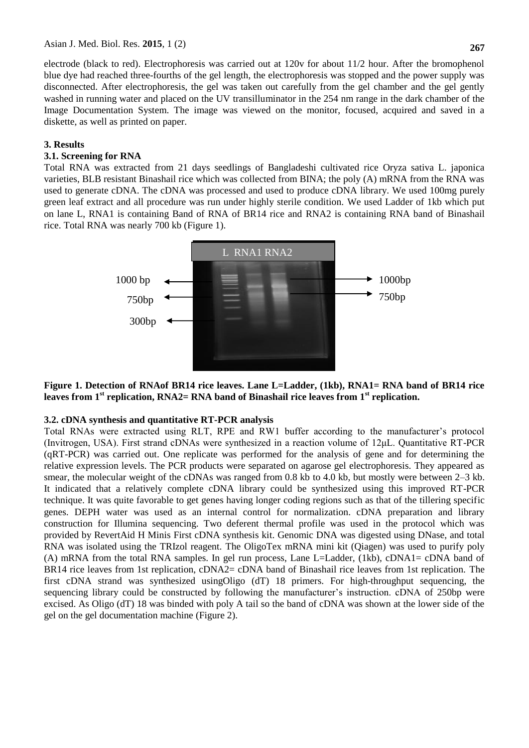electrode (black to red). Electrophoresis was carried out at 120v for about 11/2 hour. After the bromophenol blue dye had reached three-fourths of the gel length, the electrophoresis was stopped and the power supply was disconnected. After electrophoresis, the gel was taken out carefully from the gel chamber and the gel gently washed in running water and placed on the UV transilluminator in the 254 nm range in the dark chamber of the Image Documentation System. The image was viewed on the monitor, focused, acquired and saved in a diskette, as well as printed on paper.

## 3. Results

### 3.1. Screening for RNA

Total RNA was extracted from 21 days seedlings of Bangladeshi cultivated rice Oryza sativa L. japonica varieties, BLB resistant Binashail rice which was collected from BINA; the poly (A) mRNA from the RNA was used to generate cDNA. The cDNA was processed and used to produce cDNA library. We used 100mg purely green leaf extract and all procedure was run under highly sterile condition. We used Ladder of 1kb which put on lane L, RNA1 is containing Band of RNA of BR14 rice and RNA2 is containing RNA band of Binashail rice. Total RNA was nearly 700 kb (Figure 1).

L RNA1 RNA2

1000 bp

750bp

300bp

1000bp

750bp

**Figure 1. Detection of RNAof BR14 rice leaves. Lane L=Ladder, (1kb), RNA1= RNA band of BR14 rice leaves from 1st replication, RNA2= RNA band of Binashail rice leaves from 1st replication.**

### 3.2. cDNA synthesis and quantitative RT-PCR analysis

Total RNAs were extracted using RLT, RPE and RW1 buffer according to the manufacturer's protocol (Invitrogen, USA). First strand cDNAs were synthesized in a reaction volume of 12μL. Quantitative RT-PCR (qRT-PCR) was carried out. One replicate was performed for the analysis of gene and for determining the relative expression levels. The PCR products were separated on agarose gel electrophoresis. They appeared as smear, the molecular weight of the cDNAs was ranged from 0.8 kb to 4.0 kb, but mostly were between 2–3 kb. It indicated that a relatively complete cDNA library could be synthesized using this improved RT-PCR technique. It was quite favorable to get genes having longer coding regions such as that of the tillering specific genes. DEPH water was used as an internal control for normalization. cDNA preparation and library construction for Illumina sequencing. Two deferent thermal profile was used in the protocol which was provided by RevertAid H Minis First cDNA synthesis kit. Genomic DNA was digested using DNase, and total RNA was isolated using the TRIzol reagent. The OligoTex mRNA mini kit (Qiagen) was used to purify poly (A) mRNA from the total RNA samples. In gel run process, Lane L=Ladder, (1kb), cDNA1= cDNA band of BR14 rice leaves from 1st replication, cDNA2= cDNA band of Binashail rice leaves from 1st replication. The first cDNA strand was synthesized usingOligo (dT) 18 primers. For high-throughput sequencing, the sequencing library could be constructed by following the manufacturer's instruction. cDNA of 250bp were excised. As Oligo (dT) 18 was binded with poly A tail so the band of cDNA was shown at the lower side of the gel on the gel documentation machine (Figure 2).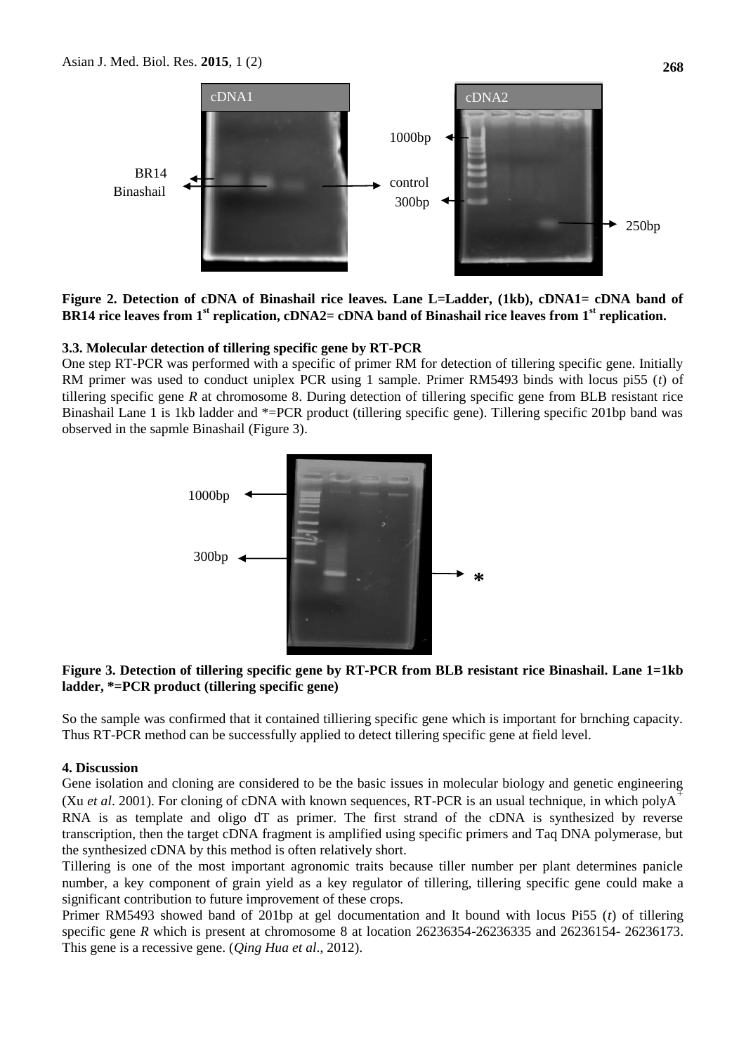**Figure 2. Detection of cDNA of Binashail rice leaves. Lane L=Ladder, (1kb), cDNA1= cDNA band of BR14 rice leaves from 1st replication, cDNA2= cDNA band of Binashail rice leaves from 1st replication.**

### 3.3. Molecular detection of tillering specific gene by RT-PCR

One step RT-PCR was performed with a specific of primer RM for detection of tillering specific gene. Initially RM primer was used to conduct uniplex PCR using 1 sample. Primer RM5493 binds with locus pi55 (*t*) of tillering specific gene *R* at chromosome 8. During detection of tillering specific gene from BLB resistant rice Binashail Lane 1 is 1kb ladder and *=PCR product (tillering specific gene). Tillering specific 201bp band was observed in the sapmle Binashail (Figure 3).

**Figure 3. Detection of tillering specific gene by RT-PCR from BLB resistant rice Binashail. Lane 1=1kb ladder, *=PCR product (tillering specific gene)**

So the sample was confirmed that it contained tilliering specific gene which is important for brnching capacity. Thus RT-PCR method can be successfully applied to detect tillering specific gene at field level.

## 4. Discussion

Gene isolation and cloning are considered to be the basic issues in molecular biology and genetic engineering (Xu *et al*. 2001). For cloning of cDNA with known sequences, RT-PCR is an usual technique, in which polyA$^+$ RNA is as template and oligo dT as primer. The first strand of the cDNA is synthesized by reverse transcription, then the target cDNA fragment is amplified using specific primers and Taq DNA polymerase, but the synthesized cDNA by this method is often relatively short.

Tillering is one of the most important agronomic traits because tiller number per plant determines panicle number, a key component of grain yield as a key regulator of tillering, tillering specific gene could make a significant contribution to future improvement of these crops.

Primer RM5493 showed band of 201bp at gel documentation and It bound with locus Pi55 (*t*) of tillering specific gene *R* which is present at chromosome 8 at location 26236354-26236335 and 26236154- 26236173. This gene is a recessive gene. (*Qing Hua et al*., 2012).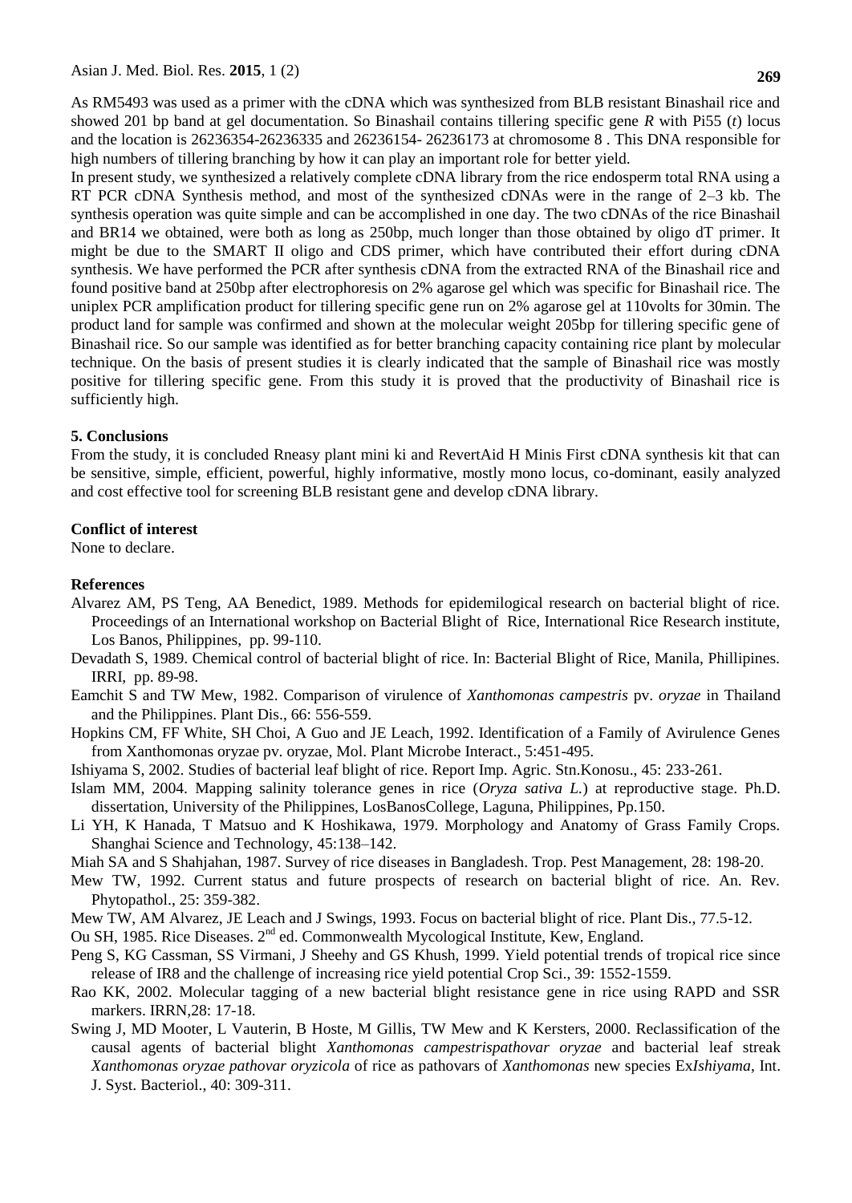As RM5493 was used as a primer with the cDNA which was synthesized from BLB resistant Binashail rice and showed 201 bp band at gel documentation. So Binashail contains tillering specific gene *R* with Pi55 (*t*) locus and the location is 26236354-26236335 and 26236154- 26236173 at chromosome 8 . This DNA responsible for high numbers of tillering branching by how it can play an important role for better yield.

In present study, we synthesized a relatively complete cDNA library from the rice endosperm total RNA using a RT PCR cDNA Synthesis method, and most of the synthesized cDNAs were in the range of 2–3 kb. The synthesis operation was quite simple and can be accomplished in one day. The two cDNAs of the rice Binashail and BR14 we obtained, were both as long as 250bp, much longer than those obtained by oligo dT primer. It might be due to the SMART II oligo and CDS primer, which have contributed their effort during cDNA synthesis. We have performed the PCR after synthesis cDNA from the extracted RNA of the Binashail rice and found positive band at 250bp after electrophoresis on 2% agarose gel which was specific for Binashail rice. The uniplex PCR amplification product for tillering specific gene run on 2% agarose gel at 110volts for 30min. The product land for sample was confirmed and shown at the molecular weight 205bp for tillering specific gene of Binashail rice. So our sample was identified as for better branching capacity containing rice plant by molecular technique. On the basis of present studies it is clearly indicated that the sample of Binashail rice was mostly positive for tillering specific gene. From this study it is proved that the productivity of Binashail rice is sufficiently high.

## 5. Conclusions

From the study, it is concluded Rneasy plant mini ki and RevertAid H Minis First cDNA synthesis kit that can be sensitive, simple, efficient, powerful, highly informative, mostly mono locus, co-dominant, easily analyzed and cost effective tool for screening BLB resistant gene and develop cDNA library.

## Conflict of interest

None to declare.

## References

Alvarez AM, PS Teng, AA Benedict, 1989. Methods for epidemilogical research on bacterial blight of rice. Proceedings of an International workshop on Bacterial Blight of Rice, International Rice Research institute, Los Banos, Philippines, pp. 99-110.

Devadath S, 1989. Chemical control of bacterial blight of rice. In: Bacterial Blight of Rice, Manila, Phillipines. IRRI, pp. 89-98.

Eamchit S and TW Mew, 1982. Comparison of virulence of *Xanthomonas campestris* pv. *oryzae* in Thailand and the Philippines. Plant Dis., 66: 556-559.

Hopkins CM, FF White, SH Choi, A Guo and JE Leach, 1992. Identification of a Family of Avirulence Genes from Xanthomonas oryzae pv. oryzae, Mol. Plant Microbe Interact., 5:451-495.

Ishiyama S, 2002. Studies of bacterial leaf blight of rice. Report Imp. Agric. Stn.Konosu., 45: 233-261.

Islam MM, 2004. Mapping salinity tolerance genes in rice (*Oryza sativa L.*) at reproductive stage. Ph.D. dissertation, University of the Philippines, LosBanosCollege, Laguna, Philippines, Pp.150.

Li YH, K Hanada, T Matsuo and K Hoshikawa, 1979. Morphology and Anatomy of Grass Family Crops. Shanghai Science and Technology, 45:138–142.

Miah SA and S Shahjahan, 1987. Survey of rice diseases in Bangladesh. Trop. Pest Management, 28: 198-20.

Mew TW, 1992. Current status and future prospects of research on bacterial blight of rice. An. Rev. Phytopathol., 25: 359-382.

Mew TW, AM Alvarez, JE Leach and J Swings, 1993. Focus on bacterial blight of rice. Plant Dis., 77.5-12.

Ou SH, 1985. Rice Diseases. 2nd ed. Commonwealth Mycological Institute, Kew, England.

Peng S, KG Cassman, SS Virmani, J Sheehy and GS Khush, 1999. Yield potential trends of tropical rice since release of IR8 and the challenge of increasing rice yield potential Crop Sci., 39: 1552-1559.

Rao KK, 2002. Molecular tagging of a new bacterial blight resistance gene in rice using RAPD and SSR markers. IRRN,28: 17-18.

Swing J, MD Mooter, L Vauterin, B Hoste, M Gillis, TW Mew and K Kersters, 2000. Reclassification of the causal agents of bacterial blight *Xanthomonas campestrispathovar oryzae* and bacterial leaf streak *Xanthomonas oryzae pathovar oryzicola* of rice as pathovars of *Xanthomonas* new species Ex*Ishiyama*, Int. J. Syst. Bacteriol., 40: 309-311.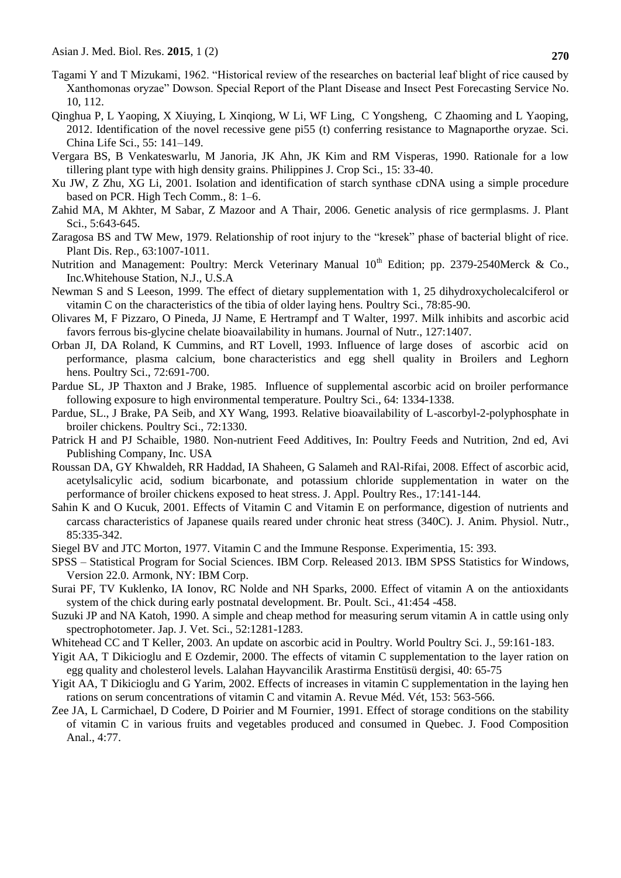Tagami Y and T Mizukami, 1962. "Historical review of the researches on bacterial leaf blight of rice caused by Xanthomonas oryzae" Dowson. Special Report of the Plant Disease and Insect Pest Forecasting Service No. 10, 112.

Qinghua P, L Yaoping, X Xiuying, L Xinqiong, W Li, WF Ling, C Yongsheng, C Zhaoming and L Yaoping, 2012. Identification of the novel recessive gene pi55 (t) conferring resistance to Magnaporthe oryzae. Sci. China Life Sci., 55: 141–149.

Vergara BS, B Venkateswarlu, M Janoria, JK Ahn, JK Kim and RM Visperas, 1990. Rationale for a low tillering plant type with high density grains. Philippines J. Crop Sci., 15: 33-40.

Xu JW, Z Zhu, XG Li, 2001. Isolation and identification of starch synthase cDNA using a simple procedure based on PCR. High Tech Comm., 8: 1–6.

Zahid MA, M Akhter, M Sabar, Z Mazoor and A Thair, 2006. Genetic analysis of rice germplasms. J. Plant Sci., 5:643-645.

Zaragosa BS and TW Mew, 1979. Relationship of root injury to the "kresek" phase of bacterial blight of rice. Plant Dis. Rep., 63:1007-1011.

Nutrition and Management: Poultry: Merck Veterinary Manual 10th Edition; pp. 2379-2540Merck & Co., Inc.Whitehouse Station, N.J., U.S.A

Newman S and S Leeson, 1999. The effect of dietary supplementation with 1, 25 dihydroxycholecalciferol or vitamin C on the characteristics of the tibia of older laying hens. Poultry Sci., 78:85-90.

Olivares M, F Pizzaro, O Pineda, JJ Name, E Hertrampf and T Walter, 1997. Milk inhibits and ascorbic acid favors ferrous bis-glycine chelate bioavailability in humans. Journal of Nutr., 127:1407.

Orban JI, DA Roland, K Cummins, and RT Lovell, 1993. Influence of large doses of ascorbic acid on performance, plasma calcium, bone characteristics and egg shell quality in Broilers and Leghorn hens. Poultry Sci., 72:691-700.

Pardue SL, JP Thaxton and J Brake, 1985. Influence of supplemental ascorbic acid on broiler performance following exposure to high environmental temperature. Poultry Sci., 64: 1334-1338.

Pardue, SL., J Brake, PA Seib, and XY Wang, 1993. Relative bioavailability of L-ascorbyl-2-polyphosphate in broiler chickens. Poultry Sci., 72:1330.

Patrick H and PJ Schaible, 1980. Non-nutrient Feed Additives, In: Poultry Feeds and Nutrition, 2nd ed, Avi Publishing Company, Inc. USA

Roussan DA, GY Khwaldeh, RR Haddad, IA Shaheen, G Salameh and RAl-Rifai, 2008. Effect of ascorbic acid, acetylsalicylic acid, sodium bicarbonate, and potassium chloride supplementation in water on the performance of broiler chickens exposed to heat stress. J. Appl. Poultry Res., 17:141-144.

Sahin K and O Kucuk, 2001. Effects of Vitamin C and Vitamin E on performance, digestion of nutrients and carcass characteristics of Japanese quails reared under chronic heat stress (340C). J. Anim. Physiol. Nutr., 85:335-342.

Siegel BV and JTC Morton, 1977. Vitamin C and the Immune Response. Experimentia, 15: 393.

SPSS – Statistical Program for Social Sciences. IBM Corp. Released 2013. IBM SPSS Statistics for Windows, Version 22.0. Armonk, NY: IBM Corp.

Surai PF, TV Kuklenko, IA Ionov, RC Nolde and NH Sparks, 2000. Effect of vitamin A on the antioxidants system of the chick during early postnatal development. Br. Poult. Sci., 41:454 -458.

Suzuki JP and NA Katoh, 1990. A simple and cheap method for measuring serum vitamin A in cattle using only spectrophotometer. Jap. J. Vet. Sci., 52:1281-1283.

Whitehead CC and T Keller, 2003. An update on ascorbic acid in Poultry. World Poultry Sci. J., 59:161-183.

Yigit AA, T Dikicioglu and E Ozdemir, 2000. The effects of vitamin C supplementation to the layer ration on egg quality and cholesterol levels. Lalahan Hayvancilik Arastirma Enstitüsü dergisi, 40: 65-75

Yigit AA, T Dikicioglu and G Yarim, 2002. Effects of increases in vitamin C supplementation in the laying hen rations on serum concentrations of vitamin C and vitamin A. Revue Méd. Vét, 153: 563-566.

Zee JA, L Carmichael, D Codere, D Poirier and M Fournier, 1991. Effect of storage conditions on the stability of vitamin C in various fruits and vegetables produced and consumed in Quebec. J. Food Composition Anal., 4:77.